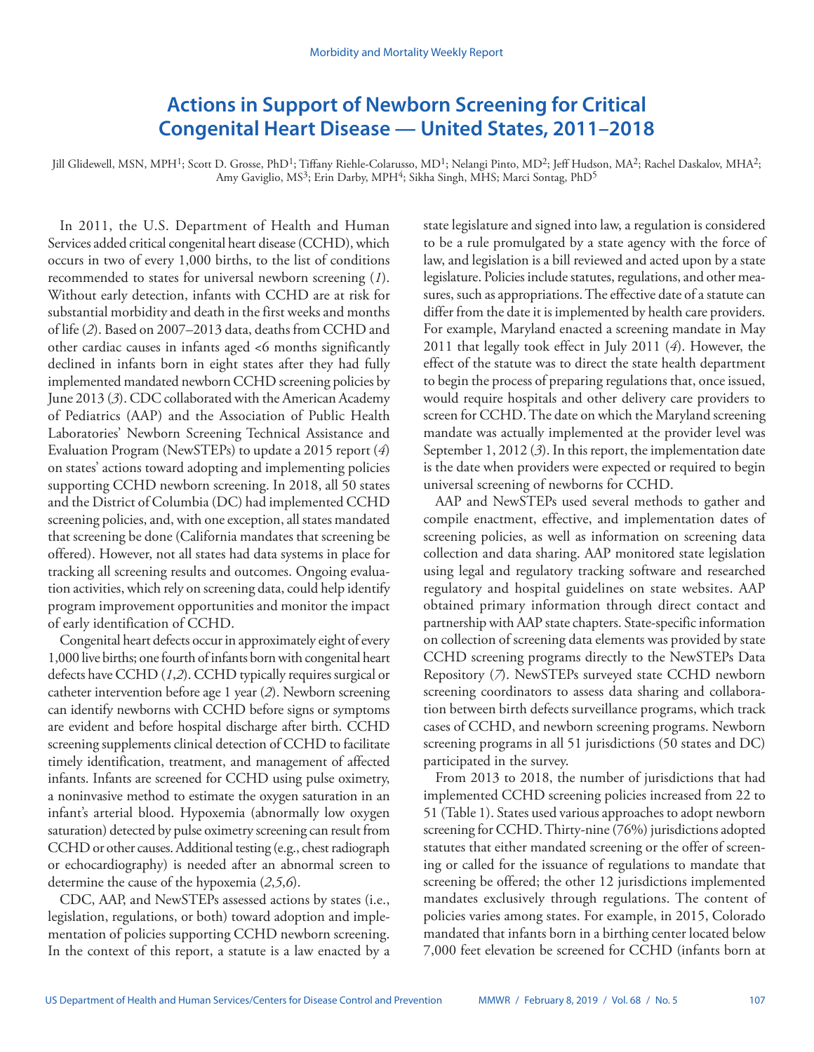# Actions in Support of Newborn Screening for Critical Congenital Heart Disease — United States, 2011–2018

Jill Glidewell, MSN, MPH[1]; Scott D. Grosse, PhD[1]; Tiffany Riehle-Colarusso, MD[1]; Nelangi Pinto, MD[2]; Jeff Hudson, MA[2]; Rachel Daskalov, MHA[2]; Amy Gaviglio, MS[3]; Erin Darby, MPH[4]; Sikha Singh, MHS; Marci Sontag, PhD[5]

In 2011, the U.S. Department of Health and Human Services added critical congenital heart disease (CCHD), which occurs in two of every 1,000 births, to the list of conditions recommended to states for universal newborn screening (*1*). Without early detection, infants with CCHD are at risk for substantial morbidity and death in the first weeks and months of life (*2*). Based on 2007–2013 data, deaths from CCHD and other cardiac causes in infants aged <6 months significantly declined in infants born in eight states after they had fully implemented mandated newborn CCHD screening policies by June 2013 (*3*). CDC collaborated with the American Academy of Pediatrics (AAP) and the Association of Public Health Laboratories' Newborn Screening Technical Assistance and Evaluation Program (NewSTEPs) to update a 2015 report (*4*) on states' actions toward adopting and implementing policies supporting CCHD newborn screening. In 2018, all 50 states and the District of Columbia (DC) had implemented CCHD screening policies, and, with one exception, all states mandated that screening be done (California mandates that screening be offered). However, not all states had data systems in place for tracking all screening results and outcomes. Ongoing evaluation activities, which rely on screening data, could help identify program improvement opportunities and monitor the impact of early identification of CCHD.

Congenital heart defects occur in approximately eight of every 1,000 live births; one fourth of infants born with congenital heart defects have CCHD (*1*,*2*). CCHD typically requires surgical or catheter intervention before age 1 year (*2*). Newborn screening can identify newborns with CCHD before signs or symptoms are evident and before hospital discharge after birth. CCHD screening supplements clinical detection of CCHD to facilitate timely identification, treatment, and management of affected infants. Infants are screened for CCHD using pulse oximetry, a noninvasive method to estimate the oxygen saturation in an infant's arterial blood. Hypoxemia (abnormally low oxygen saturation) detected by pulse oximetry screening can result from CCHD or other causes. Additional testing (e.g., chest radiograph or echocardiography) is needed after an abnormal screen to determine the cause of the hypoxemia (*2*,*5*,*6*).

CDC, AAP, and NewSTEPs assessed actions by states (i.e., legislation, regulations, or both) toward adoption and implementation of policies supporting CCHD newborn screening. In the context of this report, a statute is a law enacted by a state legislature and signed into law, a regulation is considered to be a rule promulgated by a state agency with the force of law, and legislation is a bill reviewed and acted upon by a state legislature. Policies include statutes, regulations, and other measures, such as appropriations. The effective date of a statute can differ from the date it is implemented by health care providers. For example, Maryland enacted a screening mandate in May 2011 that legally took effect in July 2011 (*4*). However, the effect of the statute was to direct the state health department to begin the process of preparing regulations that, once issued, would require hospitals and other delivery care providers to screen for CCHD. The date on which the Maryland screening mandate was actually implemented at the provider level was September 1, 2012 (*3*). In this report, the implementation date is the date when providers were expected or required to begin universal screening of newborns for CCHD.

AAP and NewSTEPs used several methods to gather and compile enactment, effective, and implementation dates of screening policies, as well as information on screening data collection and data sharing. AAP monitored state legislation using legal and regulatory tracking software and researched regulatory and hospital guidelines on state websites. AAP obtained primary information through direct contact and partnership with AAP state chapters. State-specific information on collection of screening data elements was provided by state CCHD screening programs directly to the NewSTEPs Data Repository (*7*). NewSTEPs surveyed state CCHD newborn screening coordinators to assess data sharing and collaboration between birth defects surveillance programs, which track cases of CCHD, and newborn screening programs. Newborn screening programs in all 51 jurisdictions (50 states and DC) participated in the survey.

From 2013 to 2018, the number of jurisdictions that had implemented CCHD screening policies increased from 22 to 51 (Table 1). States used various approaches to adopt newborn screening for CCHD. Thirty-nine (76%) jurisdictions adopted statutes that either mandated screening or the offer of screening or called for the issuance of regulations to mandate that screening be offered; the other 12 jurisdictions implemented mandates exclusively through regulations. The content of policies varies among states. For example, in 2015, Colorado mandated that infants born in a birthing center located below 7,000 feet elevation be screened for CCHD (infants born at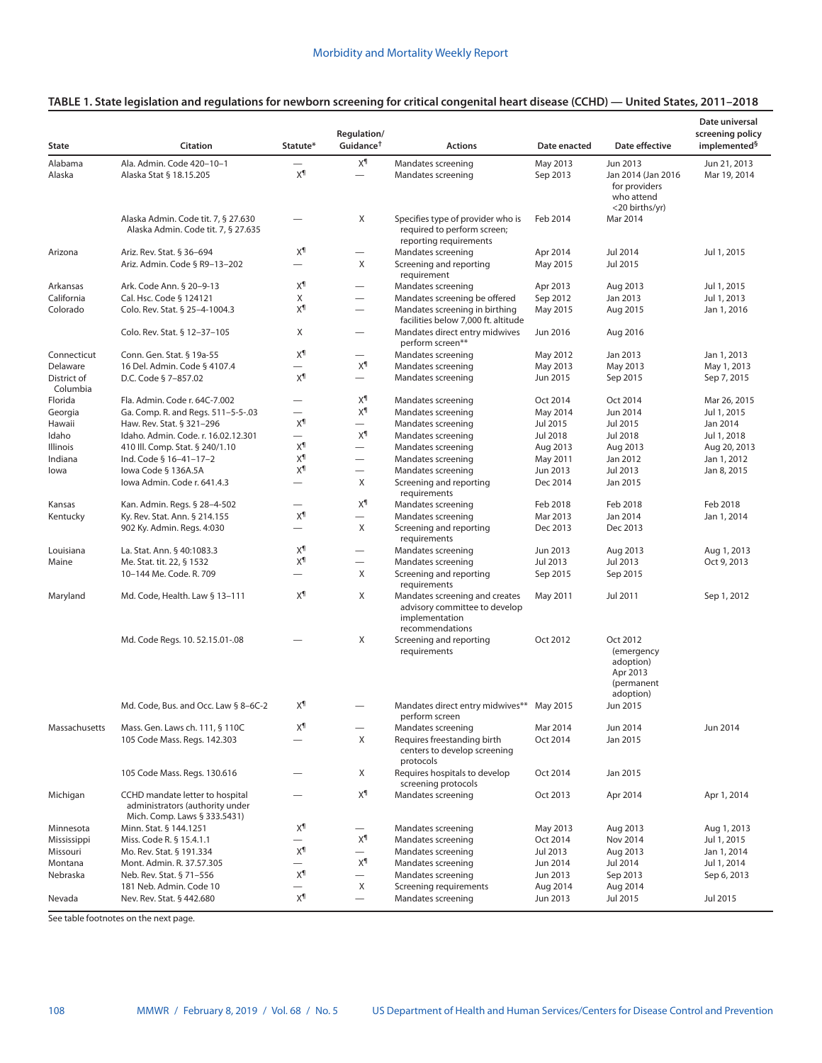**TABLE 1. State legislation and regulations for newborn screening for critical congenital heart disease (CCHD) — United States, 2011–2018**

| State | Citation | Statute* | Regulation/ Guidance† | Actions | Date enacted | Date effective | Date universal screening policy implemented§ |
|---|---|---|---|---|---|---|---|
| Alabama | Ala. Admin. Code 420–10–1 | — | X¶ | Mandates screening | May 2013 | Jun 2013 | Jun 21, 2013 |
| Alaska | Alaska Stat § 18.15.205 | X¶ | — | Mandates screening | Sep 2013 | Jan 2014 (Jan 2016 for providers who attend <20 births/yr) | Mar 19, 2014 |
| | Alaska Admin. Code tit. 7, § 27.630 Alaska Admin. Code tit. 7, § 27.635 | — | X | Specifies type of provider who is required to perform screen; reporting requirements | Feb 2014 | Mar 2014 | |
| Arizona | Ariz. Rev. Stat. § 36–694 | X¶ | — | Mandates screening | Apr 2014 | Jul 2014 | Jul 1, 2015 |
| | Ariz. Admin. Code § R9–13–202 | — | X | Screening and reporting requirement | May 2015 | Jul 2015 | |
| Arkansas | Ark. Code Ann. § 20–9–13 | X¶ | — | Mandates screening | Apr 2013 | Aug 2013 | Jul 1, 2015 |
| California | Cal. Hsc. Code § 124121 | X | — | Mandates screening be offered | Sep 2012 | Jan 2013 | Jul 1, 2013 |
| Colorado | Colo. Rev. Stat. § 25–4-1004.3 | X¶ | — | Mandates screening in birthing facilities below 7,000 ft. altitude | May 2015 | Aug 2015 | Jan 1, 2016 |
| | Colo. Rev. Stat. § 12–37–105 | X | — | Mandates direct entry midwives perform screen** | Jun 2016 | Aug 2016 | |
| Connecticut | Conn. Gen. Stat. § 19a-55 | X¶ | — | Mandates screening | May 2012 | Jan 2013 | Jan 1, 2013 |
| Delaware | 16 Del. Admin. Code § 4107.4 | — | X¶ | Mandates screening | May 2013 | May 2013 | May 1, 2013 |
| District of Columbia | D.C. Code § 7–857.02 | X¶ | — | Mandates screening | Jun 2015 | Sep 2015 | Sep 7, 2015 |
| Florida | Fla. Admin. Code r. 64C-7.002 | — | X¶ | Mandates screening | Oct 2014 | Oct 2014 | Mar 26, 2015 |
| Georgia | Ga. Comp. R. and Regs. 511–5-5-.03 | — | X¶ | Mandates screening | May 2014 | Jun 2014 | Jul 1, 2015 |
| Hawaii | Haw. Rev. Stat. § 321–296 | X¶ | — | Mandates screening | Jul 2015 | Jul 2015 | Jan 2014 |
| Idaho | Idaho. Admin. Code. r. 16.02.12.301 | — | X¶ | Mandates screening | Jul 2018 | Jul 2018 | Jul 1, 2018 |
| Illinois | 410 Ill. Comp. Stat. § 240/1.10 | X¶ | — | Mandates screening | Aug 2013 | Aug 2013 | Aug 20, 2013 |
| Indiana | Ind. Code § 16–41–17–2 | X¶ | — | Mandates screening | May 2011 | Jan 2012 | Jan 1, 2012 |
| Iowa | Iowa Code § 136A.5A | X¶ | — | Mandates screening | Jun 2013 | Jul 2013 | Jan 8, 2015 |
| | Iowa Admin. Code r. 641.4.3 | — | X | Screening and reporting requirements | Dec 2014 | Jan 2015 | |
| Kansas | Kan. Admin. Regs. § 28–4-502 | — | X¶ | Mandates screening | Feb 2018 | Feb 2018 | Feb 2018 |
| Kentucky | Ky. Rev. Stat. Ann. § 214.155 | X¶ | — | Mandates screening | Mar 2013 | Jan 2014 | Jan 1, 2014 |
| | 902 Ky. Admin. Regs. 4:030 | — | X | Screening and reporting requirements | Dec 2013 | Dec 2013 | |
| Louisiana | La. Stat. Ann. § 40:1083.3 | X¶ | — | Mandates screening | Jun 2013 | Aug 2013 | Aug 1, 2013 |
| Maine | Me. Stat. tit. 22, § 1532 | X¶ | — | Mandates screening | Jul 2013 | Jul 2013 | Oct 9, 2013 |
| | 10–144 Me. Code. R. 709 | — | X | Screening and reporting requirements | Sep 2015 | Sep 2015 | |
| Maryland | Md. Code, Health. Law § 13–111 | X¶ | X | Mandates screening and creates advisory committee to develop implementation recommendations | May 2011 | Jul 2011 | Sep 1, 2012 |
| | Md. Code Regs. 10. 52.15.01-.08 | — | X | Screening and reporting requirements | Oct 2012 | Oct 2012 (emergency adoption) Apr 2013 (permanent adoption) | |
| | Md. Code, Bus. and Occ. Law § 8–6C-2 | X¶ | — | Mandates direct entry midwives** perform screen | May 2015 | Jun 2015 | |
| Massachusetts | Mass. Gen. Laws ch. 111, § 110C | X¶ | — | Mandates screening | Mar 2014 | Jun 2014 | Jun 2014 |
| | 105 Code Mass. Regs. 142.303 | — | X | Requires freestanding birth centers to develop screening protocols | Oct 2014 | Jan 2015 | |
| | 105 Code Mass. Regs. 130.616 | — | X | Requires hospitals to develop screening protocols | Oct 2014 | Jan 2015 | |
| Michigan | CCHD mandate letter to hospital administrators (authority under Mich. Comp. Laws § 333.5431) | — | X¶ | Mandates screening | Oct 2013 | Apr 2014 | Apr 1, 2014 |
| Minnesota | Minn. Stat. § 144.1251 | X¶ | — | Mandates screening | May 2013 | Aug 2013 | Aug 1, 2013 |
| Mississippi | Miss. Code R. § 15.4.1.1 | — | X¶ | Mandates screening | Oct 2014 | Nov 2014 | Jul 1, 2015 |
| Missouri | Mo. Rev. Stat. § 191.334 | X¶ | — | Mandates screening | Jul 2013 | Aug 2013 | Jan 1, 2014 |
| Montana | Mont. Admin. R. 37.57.305 | — | X¶ | Mandates screening | Jun 2014 | Jul 2014 | Jul 1, 2014 |
| Nebraska | Neb. Rev. Stat. § 71–556 | X¶ | — | Mandates screening | Jun 2013 | Sep 2013 | Sep 6, 2013 |
| | 181 Neb. Admin. Code 10 | — | X | Screening requirements | Aug 2014 | Aug 2014 | |
| Nevada | Nev. Rev. Stat. § 442.680 | X¶ | — | Mandates screening | Jun 2013 | Jul 2015 | Jul 2015 |

See table footnotes on the next page.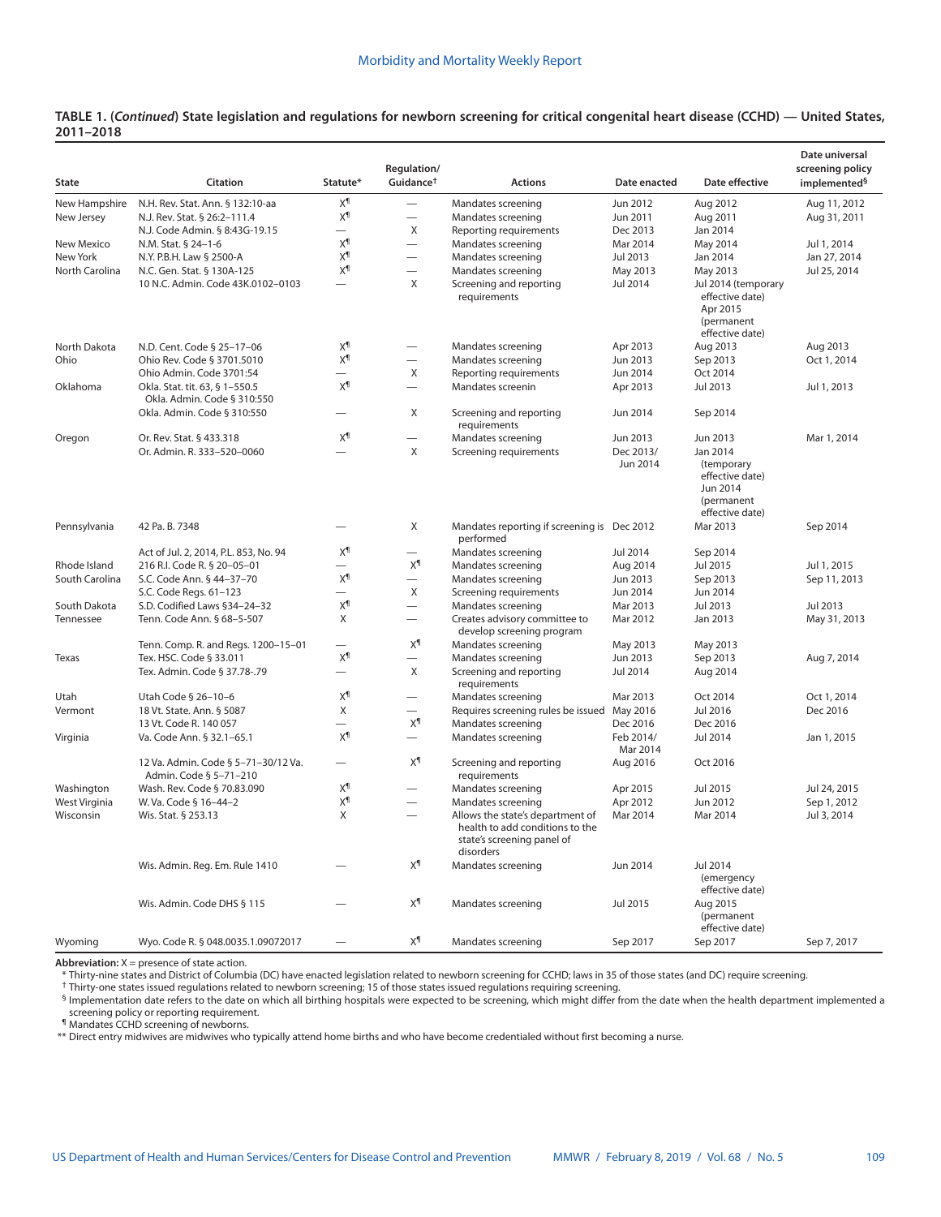**TABLE 1. (*Continued*) State legislation and regulations for newborn screening for critical congenital heart disease (CCHD) — United States, 2011–2018**

| State | Citation | Statute* | Regulation/ Guidance† | Actions | Date enacted | Date effective | Date universal screening policy implemented§ |
|---|---|---|---|---|---|---|---|
| New Hampshire | N.H. Rev. Stat. Ann. § 132:10-aa | X¶ | — | Mandates screening | Jun 2012 | Aug 2012 | Aug 11, 2012 |
| New Jersey | N.J. Rev. Stat. § 26:2–111.4 | X¶ | — | Mandates screening | Jun 2011 | Aug 2011 | Aug 31, 2011 |
| | N.J. Code Admin. § 8:43G-19.15 | — | X | Reporting requirements | Dec 2013 | Jan 2014 | |
| New Mexico | N.M. Stat. § 24–1-6 | X¶ | — | Mandates screening | Mar 2014 | May 2014 | Jul 1, 2014 |
| New York | N.Y. P.B.H. Law § 2500-A | X¶ | — | Mandates screening | Jul 2013 | Jan 2014 | Jan 27, 2014 |
| North Carolina | N.C. Gen. Stat. § 130A-125 | X¶ | — | Mandates screening | May 2013 | May 2013 | Jul 25, 2014 |
| | 10 N.C. Admin. Code 43K.0102–0103 | — | X | Screening and reporting requirements | Jul 2014 | Jul 2014 (temporary effective date) Apr 2015 (permanent effective date) | |
| North Dakota | N.D. Cent. Code § 25–17–06 | X¶ | — | Mandates screening | Apr 2013 | Aug 2013 | Aug 2013 |
| Ohio | Ohio Rev. Code § 3701.5010 | X¶ | — | Mandates screening | Jun 2013 | Sep 2013 | Oct 1, 2014 |
| | Ohio Admin. Code 3701:54 | — | X | Reporting requirements | Jun 2014 | Oct 2014 | |
| Oklahoma | Okla. Stat. tit. 63, § 1–550.5 Okla. Admin. Code § 310:550 | X¶ | — | Mandates screenin | Apr 2013 | Jul 2013 | Jul 1, 2013 |
| | Okla. Admin. Code § 310:550 | — | X | Screening and reporting requirements | Jun 2014 | Sep 2014 | |
| Oregon | Or. Rev. Stat. § 433.318 | X¶ | — | Mandates screening | Jun 2013 | Jun 2013 | Mar 1, 2014 |
| | Or. Admin. R. 333–520–0060 | — | X | Screening requirements | Dec 2013/ Jun 2014 | Jan 2014 (temporary effective date) Jun 2014 (permanent effective date) | |
| Pennsylvania | 42 Pa. B. 7348 | — | X | Mandates reporting if screening is performed | Dec 2012 | Mar 2013 | Sep 2014 |
| | Act of Jul. 2, 2014, P.L. 853, No. 94 | X¶ | — | Mandates screening | Jul 2014 | Sep 2014 | |
| Rhode Island | 216 R.I. Code R. § 20–05–01 | — | X¶ | Mandates screening | Aug 2014 | Jul 2015 | Jul 1, 2015 |
| South Carolina | S.C. Code Ann. § 44–37–70 | X¶ | — | Mandates screening | Jun 2013 | Sep 2013 | Sep 11, 2013 |
| | S.C. Code Regs. 61–123 | — | X | Screening requirements | Jun 2014 | Jun 2014 | |
| South Dakota | S.D. Codified Laws §34–24–32 | X¶ | — | Mandates screening | Mar 2013 | Jul 2013 | Jul 2013 |
| Tennessee | Tenn. Code Ann. § 68–5-507 | X | — | Creates advisory committee to develop screening program | Mar 2012 | Jan 2013 | May 31, 2013 |
| | Tenn. Comp. R. and Regs. 1200–15–01 | — | X¶ | Mandates screening | May 2013 | May 2013 | |
| Texas | Tex. HSC. Code § 33.011 | X¶ | — | Mandates screening | Jun 2013 | Sep 2013 | Aug 7, 2014 |
| | Tex. Admin. Code § 37.78-.79 | — | X | Screening and reporting requirements | Jul 2014 | Aug 2014 | |
| Utah | Utah Code § 26–10–6 | X¶ | — | Mandates screening | Mar 2013 | Oct 2014 | Oct 1, 2014 |
| Vermont | 18 Vt. State. Ann. § 5087 | X | — | Requires screening rules be issued | May 2016 | Jul 2016 | Dec 2016 |
| | 13 Vt. Code R. 140 057 | — | X¶ | Mandates screening | Dec 2016 | Dec 2016 | |
| Virginia | Va. Code Ann. § 32.1–65.1 | X¶ | — | Mandates screening | Feb 2014/ Mar 2014 | Jul 2014 | Jan 1, 2015 |
| | 12 Va. Admin. Code § 5–71–30/12 Va. Admin. Code § 5–71–210 | — | X¶ | Screening and reporting requirements | Aug 2016 | Oct 2016 | |
| Washington | Wash. Rev. Code § 70.83.090 | X¶ | — | Mandates screening | Apr 2015 | Jul 2015 | Jul 24, 2015 |
| West Virginia | W. Va. Code § 16–44–2 | X¶ | — | Mandates screening | Apr 2012 | Jun 2012 | Sep 1, 2012 |
| Wisconsin | Wis. Stat. § 253.13 | X | — | Allows the state's department of health to add conditions to the state's screening panel of disorders | Mar 2014 | Mar 2014 | Jul 3, 2014 |
| | Wis. Admin. Reg. Em. Rule 1410 | — | X¶ | Mandates screening | Jun 2014 | Jul 2014 (emergency effective date) | |
| | Wis. Admin. Code DHS § 115 | — | X¶ | Mandates screening | Jul 2015 | Aug 2015 (permanent effective date) | |
| Wyoming | Wyo. Code R. § 048.0035.1.09072017 | — | X¶ | Mandates screening | Sep 2017 | Sep 2017 | Sep 7, 2017 |

**Abbreviation:** X = presence of state action.

\* Thirty-nine states and District of Columbia (DC) have enacted legislation related to newborn screening for CCHD; laws in 35 of those states (and DC) require screening.

† Thirty-one states issued regulations related to newborn screening; 15 of those states issued regulations requiring screening.

§ Implementation date refers to the date on which all birthing hospitals were expected to be screening, which might differ from the date when the health department implemented a screening policy or reporting requirement.

¶ Mandates CCHD screening of newborns.

\*\* Direct entry midwives are midwives who typically attend home births and who have become credentialed without first becoming a nurse.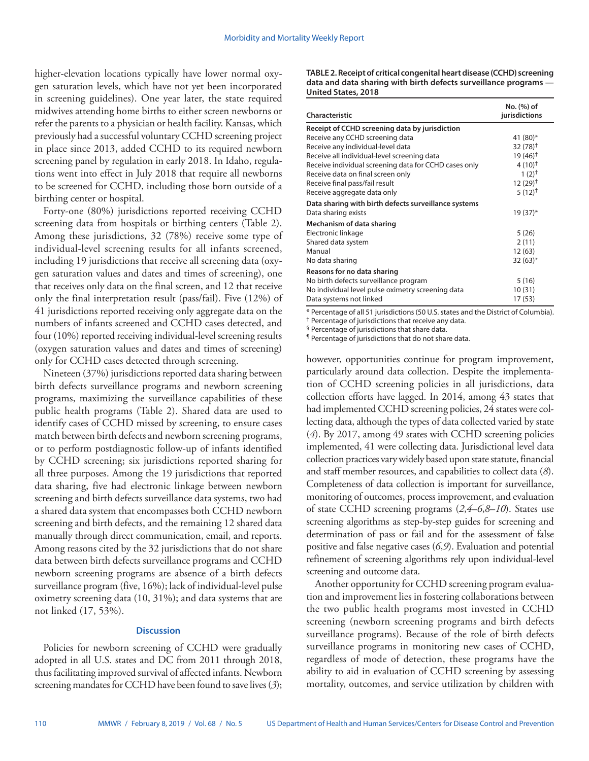higher-elevation locations typically have lower normal oxygen saturation levels, which have not yet been incorporated in screening guidelines). One year later, the state required midwives attending home births to either screen newborns or refer the parents to a physician or health facility. Kansas, which previously had a successful voluntary CCHD screening project in place since 2013, added CCHD to its required newborn screening panel by regulation in early 2018. In Idaho, regulations went into effect in July 2018 that require all newborns to be screened for CCHD, including those born outside of a birthing center or hospital.

Forty-one (80%) jurisdictions reported receiving CCHD screening data from hospitals or birthing centers (Table 2). Among these jurisdictions, 32 (78%) receive some type of individual-level screening results for all infants screened, including 19 jurisdictions that receive all screening data (oxygen saturation values and dates and times of screening), one that receives only data on the final screen, and 12 that receive only the final interpretation result (pass/fail). Five (12%) of 41 jurisdictions reported receiving only aggregate data on the numbers of infants screened and CCHD cases detected, and four (10%) reported receiving individual-level screening results (oxygen saturation values and dates and times of screening) only for CCHD cases detected through screening.

Nineteen (37%) jurisdictions reported data sharing between birth defects surveillance programs and newborn screening programs, maximizing the surveillance capabilities of these public health programs (Table 2). Shared data are used to identify cases of CCHD missed by screening, to ensure cases match between birth defects and newborn screening programs, or to perform postdiagnostic follow-up of infants identified by CCHD screening; six jurisdictions reported sharing for all three purposes. Among the 19 jurisdictions that reported data sharing, five had electronic linkage between newborn screening and birth defects surveillance data systems, two had a shared data system that encompasses both CCHD newborn screening and birth defects, and the remaining 12 shared data manually through direct communication, email, and reports. Among reasons cited by the 32 jurisdictions that do not share data between birth defects surveillance programs and CCHD newborn screening programs are absence of a birth defects surveillance program (five, 16%); lack of individual-level pulse oximetry screening data (10, 31%); and data systems that are not linked (17, 53%).

**TABLE 2. Receipt of critical congenital heart disease (CCHD) screening data and data sharing with birth defects surveillance programs — United States, 2018**

| Characteristic | No. (%) of jurisdictions |
|---|---|
| **Receipt of CCHD screening data by jurisdiction** | |
| Receive any CCHD screening data | 41 (80)* |
| Receive any individual-level data | 32 (78)† |
| Receive all individual-level screening data | 19 (46)† |
| Receive individual screening data for CCHD cases only | 4 (10)† |
| Receive data on final screen only | 1 (2)† |
| Receive final pass/fail result | 12 (29)† |
| Receive aggregate data only | 5 (12)† |
| **Data sharing with birth defects surveillance systems** | |
| Data sharing exists | 19 (37)* |
| **Mechanism of data sharing** | |
| Electronic linkage | 5 (26) |
| Shared data system | 2 (11) |
| Manual | 12 (63) |
| No data sharing | 32 (63)* |
| **Reasons for no data sharing** | |
| No birth defects surveillance program | 5 (16) |
| No individual level pulse oximetry screening data | 10 (31) |
| Data systems not linked | 17 (53) |

\* Percentage of all 51 jurisdictions (50 U.S. states and the District of Columbia).
† Percentage of jurisdictions that receive any data.
§ Percentage of jurisdictions that share data.
¶ Percentage of jurisdictions that do not share data.

## Discussion

Policies for newborn screening of CCHD were gradually adopted in all U.S. states and DC from 2011 through 2018, thus facilitating improved survival of affected infants. Newborn screening mandates for CCHD have been found to save lives (*3*); however, opportunities continue for program improvement, particularly around data collection. Despite the implementation of CCHD screening policies in all jurisdictions, data collection efforts have lagged. In 2014, among 43 states that had implemented CCHD screening policies, 24 states were collecting data, although the types of data collected varied by state (*4*). By 2017, among 49 states with CCHD screening policies implemented, 41 were collecting data. Jurisdictional level data collection practices vary widely based upon state statute, financial and staff member resources, and capabilities to collect data (*8*). Completeness of data collection is important for surveillance, monitoring of outcomes, process improvement, and evaluation of state CCHD screening programs (*2*,*4*–*6*,*8*–*10*). States use screening algorithms as step-by-step guides for screening and determination of pass or fail and for the assessment of false positive and false negative cases (*6*,*9*). Evaluation and potential refinement of screening algorithms rely upon individual-level screening and outcome data.

Another opportunity for CCHD screening program evaluation and improvement lies in fostering collaborations between the two public health programs most invested in CCHD screening (newborn screening programs and birth defects surveillance programs). Because of the role of birth defects surveillance programs in monitoring new cases of CCHD, regardless of mode of detection, these programs have the ability to aid in evaluation of CCHD screening by assessing mortality, outcomes, and service utilization by children with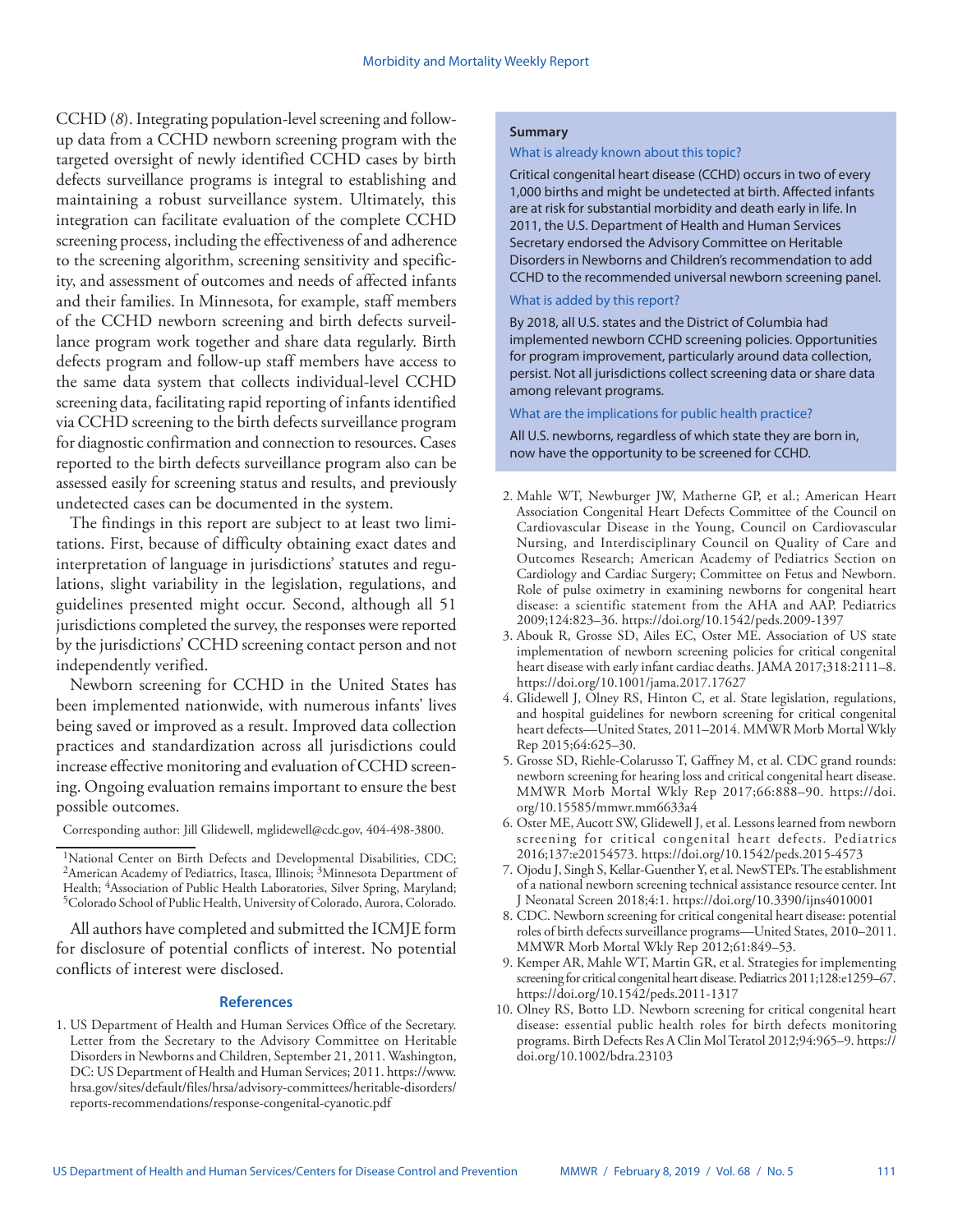CCHD (*8*). Integrating population-level screening and follow-up data from a CCHD newborn screening program with the targeted oversight of newly identified CCHD cases by birth defects surveillance programs is integral to establishing and maintaining a robust surveillance system. Ultimately, this integration can facilitate evaluation of the complete CCHD screening process, including the effectiveness of and adherence to the screening algorithm, screening sensitivity and specificity, and assessment of outcomes and needs of affected infants and their families. In Minnesota, for example, staff members of the CCHD newborn screening and birth defects surveillance program work together and share data regularly. Birth defects program and follow-up staff members have access to the same data system that collects individual-level CCHD screening data, facilitating rapid reporting of infants identified via CCHD screening to the birth defects surveillance program for diagnostic confirmation and connection to resources. Cases reported to the birth defects surveillance program also can be assessed easily for screening status and results, and previously undetected cases can be documented in the system.

The findings in this report are subject to at least two limitations. First, because of difficulty obtaining exact dates and interpretation of language in jurisdictions' statutes and regulations, slight variability in the legislation, regulations, and guidelines presented might occur. Second, although all 51 jurisdictions completed the survey, the responses were reported by the jurisdictions' CCHD screening contact person and not independently verified.

Newborn screening for CCHD in the United States has been implemented nationwide, with numerous infants' lives being saved or improved as a result. Improved data collection practices and standardization across all jurisdictions could increase effective monitoring and evaluation of CCHD screening. Ongoing evaluation remains important to ensure the best possible outcomes.

Corresponding author: Jill Glidewell, mglidewell@cdc.gov, 404-498-3800.

---

[1]National Center on Birth Defects and Developmental Disabilities, CDC; [2]American Academy of Pediatrics, Itasca, Illinois; [3]Minnesota Department of Health; [4]Association of Public Health Laboratories, Silver Spring, Maryland; [5]Colorado School of Public Health, University of Colorado, Aurora, Colorado.

All authors have completed and submitted the ICMJE form for disclosure of potential conflicts of interest. No potential conflicts of interest were disclosed.

**Summary**

What is already known about this topic?

Critical congenital heart disease (CCHD) occurs in two of every 1,000 births and might be undetected at birth. Affected infants are at risk for substantial morbidity and death early in life. In 2011, the U.S. Department of Health and Human Services Secretary endorsed the Advisory Committee on Heritable Disorders in Newborns and Children's recommendation to add CCHD to the recommended universal newborn screening panel.

What is added by this report?

By 2018, all U.S. states and the District of Columbia had implemented newborn CCHD screening policies. Opportunities for program improvement, particularly around data collection, persist. Not all jurisdictions collect screening data or share data among relevant programs.

What are the implications for public health practice?

All U.S. newborns, regardless of which state they are born in, now have the opportunity to be screened for CCHD.

## References

1. US Department of Health and Human Services Office of the Secretary. Letter from the Secretary to the Advisory Committee on Heritable Disorders in Newborns and Children, September 21, 2011. Washington, DC: US Department of Health and Human Services; 2011. https://www.hrsa.gov/sites/default/files/hrsa/advisory-committees/heritable-disorders/reports-recommendations/response-congenital-cyanotic.pdf
2. Mahle WT, Newburger JW, Matherne GP, et al.; American Heart Association Congenital Heart Defects Committee of the Council on Cardiovascular Disease in the Young, Council on Cardiovascular Nursing, and Interdisciplinary Council on Quality of Care and Outcomes Research; American Academy of Pediatrics Section on Cardiology and Cardiac Surgery; Committee on Fetus and Newborn. Role of pulse oximetry in examining newborns for congenital heart disease: a scientific statement from the AHA and AAP. Pediatrics 2009;124:823–36. https://doi.org/10.1542/peds.2009-1397
3. Abouk R, Grosse SD, Ailes EC, Oster ME. Association of US state implementation of newborn screening policies for critical congenital heart disease with early infant cardiac deaths. JAMA 2017;318:2111–8. https://doi.org/10.1001/jama.2017.17627
4. Glidewell J, Olney RS, Hinton C, et al. State legislation, regulations, and hospital guidelines for newborn screening for critical congenital heart defects—United States, 2011–2014. MMWR Morb Mortal Wkly Rep 2015;64:625–30.
5. Grosse SD, Riehle-Colarusso T, Gaffney M, et al. CDC grand rounds: newborn screening for hearing loss and critical congenital heart disease. MMWR Morb Mortal Wkly Rep 2017;66:888–90. https://doi.org/10.15585/mmwr.mm6633a4
6. Oster ME, Aucott SW, Glidewell J, et al. Lessons learned from newborn screening for critical congenital heart defects. Pediatrics 2016;137:e20154573. https://doi.org/10.1542/peds.2015-4573
7. Ojodu J, Singh S, Kellar-Guenther Y, et al. NewSTEPs. The establishment of a national newborn screening technical assistance resource center. Int J Neonatal Screen 2018;4:1. https://doi.org/10.3390/ijns4010001
8. CDC. Newborn screening for critical congenital heart disease: potential roles of birth defects surveillance programs—United States, 2010–2011. MMWR Morb Mortal Wkly Rep 2012;61:849–53.
9. Kemper AR, Mahle WT, Martin GR, et al. Strategies for implementing screening for critical congenital heart disease. Pediatrics 2011;128:e1259–67. https://doi.org/10.1542/peds.2011-1317
10. Olney RS, Botto LD. Newborn screening for critical congenital heart disease: essential public health roles for birth defects monitoring programs. Birth Defects Res A Clin Mol Teratol 2012;94:965–9. https://doi.org/10.1002/bdra.23103